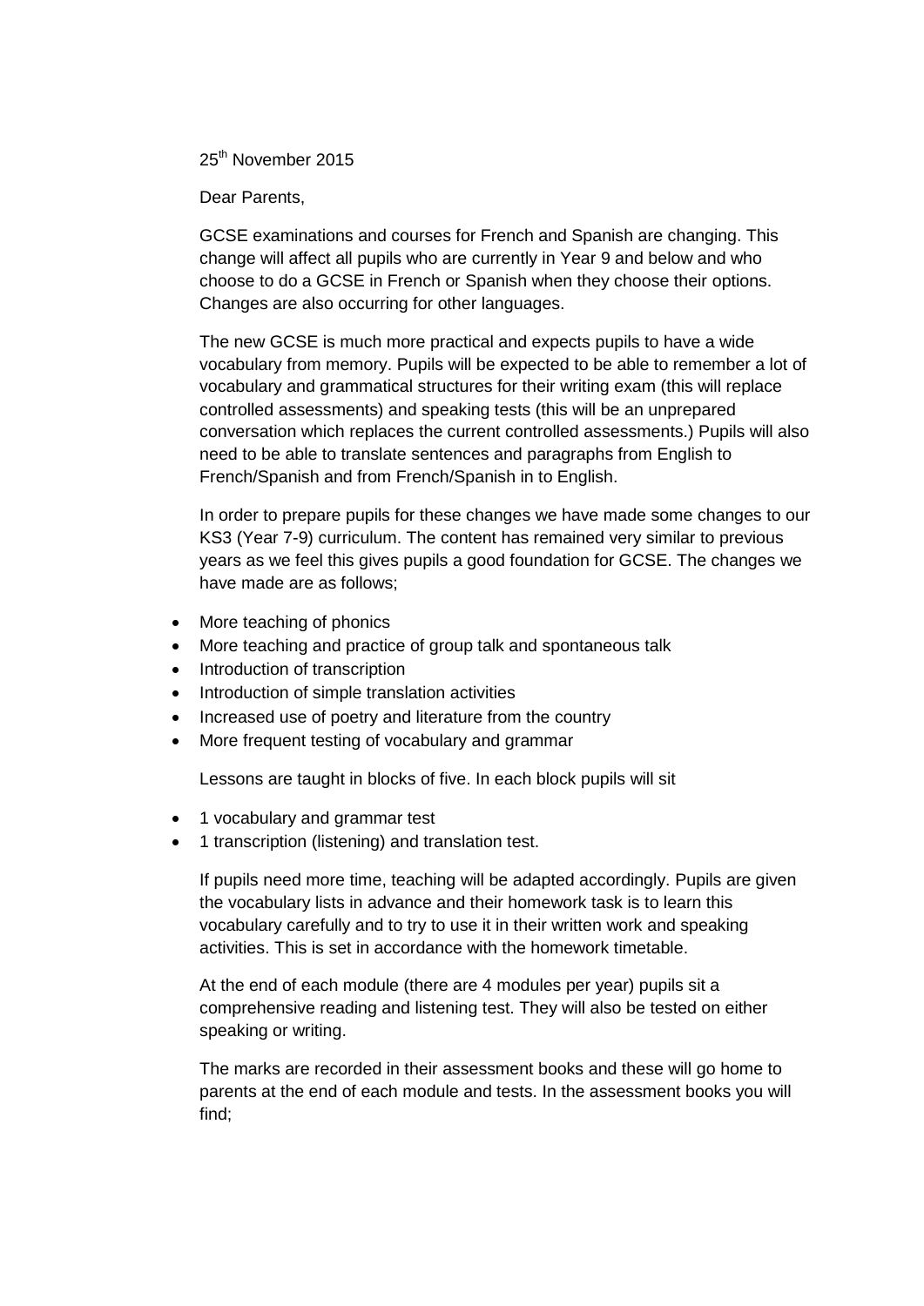25th November 2015

Dear Parents,

GCSE examinations and courses for French and Spanish are changing. This change will affect all pupils who are currently in Year 9 and below and who choose to do a GCSE in French or Spanish when they choose their options. Changes are also occurring for other languages.

The new GCSE is much more practical and expects pupils to have a wide vocabulary from memory. Pupils will be expected to be able to remember a lot of vocabulary and grammatical structures for their writing exam (this will replace controlled assessments) and speaking tests (this will be an unprepared conversation which replaces the current controlled assessments.) Pupils will also need to be able to translate sentences and paragraphs from English to French/Spanish and from French/Spanish in to English.

In order to prepare pupils for these changes we have made some changes to our KS3 (Year 7-9) curriculum. The content has remained very similar to previous years as we feel this gives pupils a good foundation for GCSE. The changes we have made are as follows;

- More teaching of phonics
- More teaching and practice of group talk and spontaneous talk
- Introduction of transcription
- Introduction of simple translation activities
- Increased use of poetry and literature from the country
- More frequent testing of vocabulary and grammar

Lessons are taught in blocks of five. In each block pupils will sit

- 1 vocabulary and grammar test
- 1 transcription (listening) and translation test.

If pupils need more time, teaching will be adapted accordingly. Pupils are given the vocabulary lists in advance and their homework task is to learn this vocabulary carefully and to try to use it in their written work and speaking activities. This is set in accordance with the homework timetable.

At the end of each module (there are 4 modules per year) pupils sit a comprehensive reading and listening test. They will also be tested on either speaking or writing.

The marks are recorded in their assessment books and these will go home to parents at the end of each module and tests. In the assessment books you will find;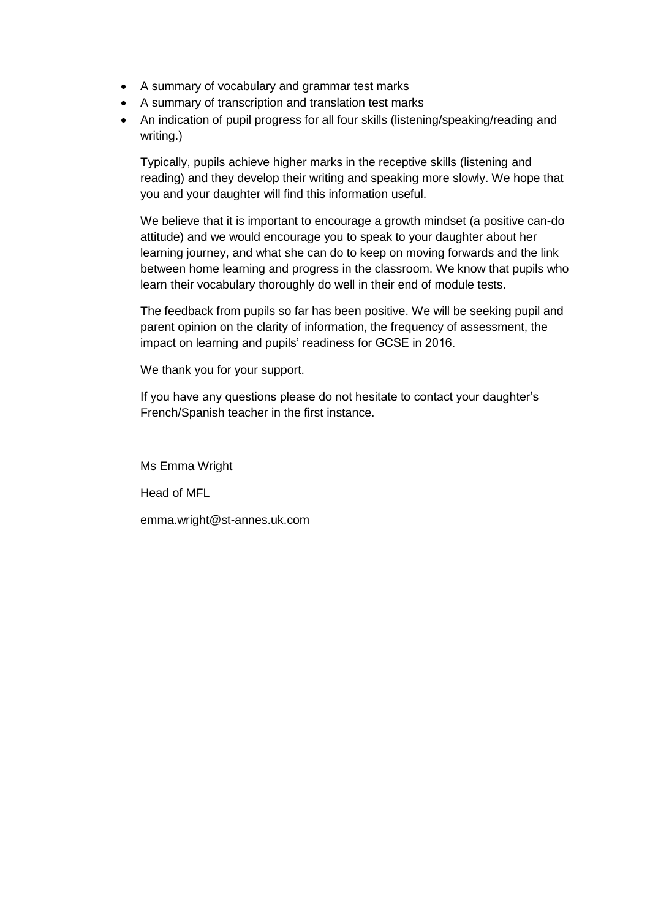- A summary of vocabulary and grammar test marks
- A summary of transcription and translation test marks
- An indication of pupil progress for all four skills (listening/speaking/reading and writing.)

Typically, pupils achieve higher marks in the receptive skills (listening and reading) and they develop their writing and speaking more slowly. We hope that you and your daughter will find this information useful.

We believe that it is important to encourage a growth mindset (a positive can-do attitude) and we would encourage you to speak to your daughter about her learning journey, and what she can do to keep on moving forwards and the link between home learning and progress in the classroom. We know that pupils who learn their vocabulary thoroughly do well in their end of module tests.

The feedback from pupils so far has been positive. We will be seeking pupil and parent opinion on the clarity of information, the frequency of assessment, the impact on learning and pupils' readiness for GCSE in 2016.

We thank you for your support.

If you have any questions please do not hesitate to contact your daughter's French/Spanish teacher in the first instance.

Ms Emma Wright

Head of MFL

emma.wright@st-annes.uk.com